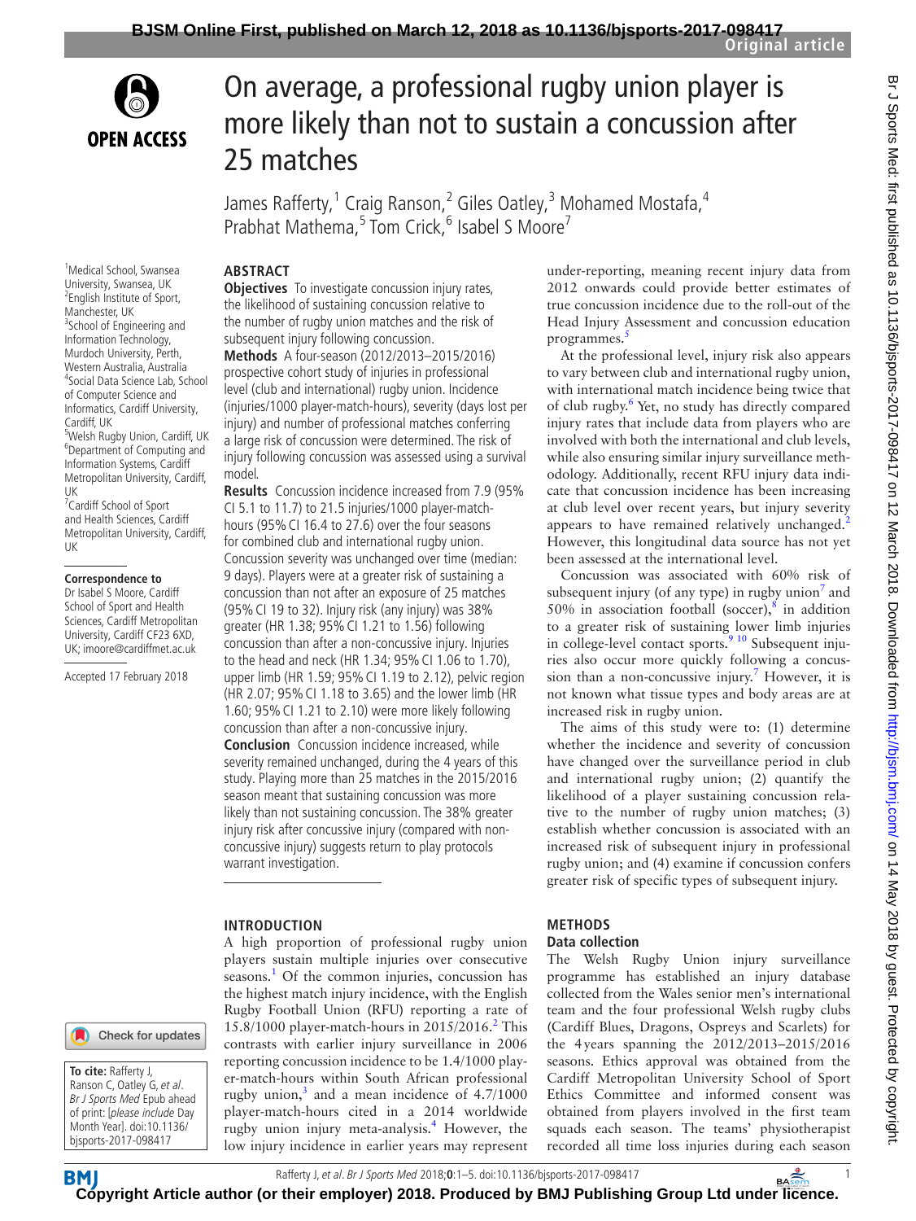# On average, a professional rugby union player is more likely than not to sustain a concussion after 25 matches

James Rafferty,[1] Craig Ranson,[2] Giles Oatley,[3] Mohamed Mostafa,[4] Prabhat Mathema,[5] Tom Crick,[6] Isabel S Moore[7]

[1]Medical School, Swansea University, Swansea, UK
[2]English Institute of Sport, Manchester, UK
[3]School of Engineering and Information Technology, Murdoch University, Perth, Western Australia, Australia
[4]Social Data Science Lab, School of Computer Science and Informatics, Cardiff University, Cardiff, UK
[5]Welsh Rugby Union, Cardiff, UK
[6]Department of Computing and Information Systems, Cardiff Metropolitan University, Cardiff, UK
[7]Cardiff School of Sport and Health Sciences, Cardiff Metropolitan University, Cardiff, UK

**Correspondence to**
Dr Isabel S Moore, Cardiff School of Sport and Health Sciences, Cardiff Metropolitan University, Cardiff CF23 6XD, UK; imoore@cardiffmet.ac.uk

Accepted 17 February 2018

**To cite:** Rafferty J, Ranson C, Oatley G, *et al*. *Br J Sports Med* Epub ahead of print: [*please include* Day Month Year]. doi:10.1136/bjsports-2017-098417

## ABSTRACT

**Objectives** To investigate concussion injury rates, the likelihood of sustaining concussion relative to the number of rugby union matches and the risk of subsequent injury following concussion.

**Methods** A four-season (2012/2013–2015/2016) prospective cohort study of injuries in professional level (club and international) rugby union. Incidence (injuries/1000 player-match-hours), severity (days lost per injury) and number of professional matches conferring a large risk of concussion were determined. The risk of injury following concussion was assessed using a survival model.

**Results** Concussion incidence increased from 7.9 (95% CI 5.1 to 11.7) to 21.5 injuries/1000 player-match-hours (95% CI 16.4 to 27.6) over the four seasons for combined club and international rugby union. Concussion severity was unchanged over time (median: 9 days). Players were at a greater risk of sustaining a concussion than not after an exposure of 25 matches (95% CI 19 to 32). Injury risk (any injury) was 38% greater (HR 1.38; 95% CI 1.21 to 1.56) following concussion than after a non-concussive injury. Injuries to the head and neck (HR 1.34; 95% CI 1.06 to 1.70), upper limb (HR 1.59; 95% CI 1.19 to 2.12), pelvic region (HR 2.07; 95% CI 1.18 to 3.65) and the lower limb (HR 1.60; 95% CI 1.21 to 2.10) were more likely following concussion than after a non-concussive injury.

**Conclusion** Concussion incidence increased, while severity remained unchanged, during the 4 years of this study. Playing more than 25 matches in the 2015/2016 season meant that sustaining concussion was more likely than not sustaining concussion. The 38% greater injury risk after concussive injury (compared with non-concussive injury) suggests return to play protocols warrant investigation.

## INTRODUCTION

A high proportion of professional rugby union players sustain multiple injuries over consecutive seasons.[1] Of the common injuries, concussion has the highest match injury incidence, with the English Rugby Football Union (RFU) reporting a rate of 15.8/1000 player-match-hours in 2015/2016.[2] This contrasts with earlier injury surveillance in 2006 reporting concussion incidence to be 1.4/1000 player-match-hours within South African professional rugby union,[3] and a mean incidence of 4.7/1000 player-match-hours cited in a 2014 worldwide rugby union injury meta-analysis.[4] However, the low injury incidence in earlier years may represent under-reporting, meaning recent injury data from 2012 onwards could provide better estimates of true concussion incidence due to the roll-out of the Head Injury Assessment and concussion education programmes.[5]

At the professional level, injury risk also appears to vary between club and international rugby union, with international match incidence being twice that of club rugby.[6] Yet, no study has directly compared injury rates that include data from players who are involved with both the international and club levels, while also ensuring similar injury surveillance methodology. Additionally, recent RFU injury data indicate that concussion incidence has been increasing at club level over recent years, but injury severity appears to have remained relatively unchanged.[2] However, this longitudinal data source has not yet been assessed at the international level.

Concussion was associated with 60% risk of subsequent injury (of any type) in rugby union[7] and 50% in association football (soccer),[8] in addition to a greater risk of sustaining lower limb injuries in college-level contact sports.[9,10] Subsequent injuries also occur more quickly following a concussion than a non-concussive injury.[7] However, it is not known what tissue types and body areas are at increased risk in rugby union.

The aims of this study were to: (1) determine whether the incidence and severity of concussion have changed over the surveillance period in club and international rugby union; (2) quantify the likelihood of a player sustaining concussion relative to the number of rugby union matches; (3) establish whether concussion is associated with an increased risk of subsequent injury in professional rugby union; and (4) examine if concussion confers greater risk of specific types of subsequent injury.

## METHODS

### Data collection

The Welsh Rugby Union injury surveillance programme has established an injury database collected from the Wales senior men's international team and the four professional Welsh rugby clubs (Cardiff Blues, Dragons, Ospreys and Scarlets) for the 4 years spanning the 2012/2013–2015/2016 seasons. Ethics approval was obtained from the Cardiff Metropolitan University School of Sport Ethics Committee and informed consent was obtained from players involved in the first team squads each season. The teams' physiotherapist recorded all time loss injuries during each season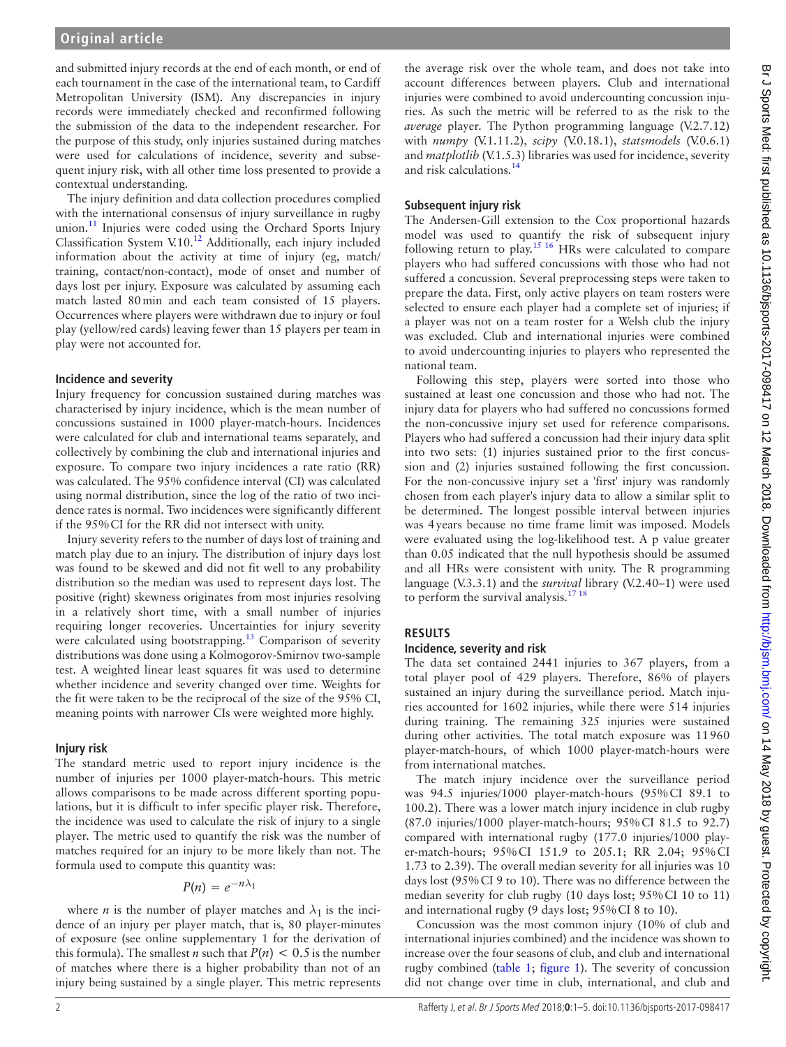and submitted injury records at the end of each month, or end of each tournament in the case of the international team, to Cardiff Metropolitan University (ISM). Any discrepancies in injury records were immediately checked and reconfirmed following the submission of the data to the independent researcher. For the purpose of this study, only injuries sustained during matches were used for calculations of incidence, severity and subsequent injury risk, with all other time loss presented to provide a contextual understanding.

The injury definition and data collection procedures complied with the international consensus of injury surveillance in rugby union.[11] Injuries were coded using the Orchard Sports Injury Classification System V.10.[12] Additionally, each injury included information about the activity at time of injury (eg, match/training, contact/non-contact), mode of onset and number of days lost per injury. Exposure was calculated by assuming each match lasted 80 min and each team consisted of 15 players. Occurrences where players were withdrawn due to injury or foul play (yellow/red cards) leaving fewer than 15 players per team in play were not accounted for.

### Incidence and severity

Injury frequency for concussion sustained during matches was characterised by injury incidence, which is the mean number of concussions sustained in 1000 player-match-hours. Incidences were calculated for club and international teams separately, and collectively by combining the club and international injuries and exposure. To compare two injury incidences a rate ratio (RR) was calculated. The 95% confidence interval (CI) was calculated using normal distribution, since the log of the ratio of two incidence rates is normal. Two incidences were significantly different if the 95% CI for the RR did not intersect with unity.

Injury severity refers to the number of days lost of training and match play due to an injury. The distribution of injury days lost was found to be skewed and did not fit well to any probability distribution so the median was used to represent days lost. The positive (right) skewness originates from most injuries resolving in a relatively short time, with a small number of injuries requiring longer recoveries. Uncertainties for injury severity were calculated using bootstrapping.[13] Comparison of severity distributions was done using a Kolmogorov-Smirnov two-sample test. A weighted linear least squares fit was used to determine whether incidence and severity changed over time. Weights for the fit were taken to be the reciprocal of the size of the 95% CI, meaning points with narrower CIs were weighted more highly.

### Injury risk

The standard metric used to report injury incidence is the number of injuries per 1000 player-match-hours. This metric allows comparisons to be made across different sporting populations, but it is difficult to infer specific player risk. Therefore, the incidence was used to calculate the risk of injury to a single player. The metric used to quantify the risk was the number of matches required for an injury to be more likely than not. The formula used to compute this quantity was:

$$P(n) = e^{-n\lambda_1}$$

where $n$ is the number of player matches and $\lambda_1$ is the incidence of an injury per player match, that is, 80 player-minutes of exposure (see online supplementary 1 for the derivation of this formula). The smallest $n$ such that $P(n) < 0.5$ is the number of matches where there is a higher probability than not of an injury being sustained by a single player. This metric represents the average risk over the whole team, and does not take into account differences between players. Club and international injuries were combined to avoid undercounting concussion injuries. As such the metric will be referred to as the risk to the *average* player. The Python programming language (V.2.7.12) with *numpy* (V.1.11.2), *scipy* (V.0.18.1), *statsmodels* (V.0.6.1) and *matplotlib* (V.1.5.3) libraries was used for incidence, severity and risk calculations.[14]

### Subsequent injury risk

The Andersen-Gill extension to the Cox proportional hazards model was used to quantify the risk of subsequent injury following return to play.[15,16] HRs were calculated to compare players who had suffered concussions with those who had not suffered a concussion. Several preprocessing steps were taken to prepare the data. First, only active players on team rosters were selected to ensure each player had a complete set of injuries; if a player was not on a team roster for a Welsh club the injury was excluded. Club and international injuries were combined to avoid undercounting injuries to players who represented the national team.

Following this step, players were sorted into those who sustained at least one concussion and those who had not. The injury data for players who had suffered no concussions formed the non-concussive injury set used for reference comparisons. Players who had suffered a concussion had their injury data split into two sets: (1) injuries sustained prior to the first concussion and (2) injuries sustained following the first concussion. For the non-concussive injury set a 'first' injury was randomly chosen from each player's injury data to allow a similar split to be determined. The longest possible interval between injuries was 4 years because no time frame limit was imposed. Models were evaluated using the log-likelihood test. A p value greater than 0.05 indicated that the null hypothesis should be assumed and all HRs were consistent with unity. The R programming language (V.3.3.1) and the *survival* library (V.2.40–1) were used to perform the survival analysis.[17,18]

## RESULTS

### Incidence, severity and risk

The data set contained 2441 injuries to 367 players, from a total player pool of 429 players. Therefore, 86% of players sustained an injury during the surveillance period. Match injuries accounted for 1602 injuries, while there were 514 injuries during training. The remaining 325 injuries were sustained during other activities. The total match exposure was 11 960 player-match-hours, of which 1000 player-match-hours were from international matches.

The match injury incidence over the surveillance period was 94.5 injuries/1000 player-match-hours (95% CI 89.1 to 100.2). There was a lower match injury incidence in club rugby (87.0 injuries/1000 player-match-hours; 95% CI 81.5 to 92.7) compared with international rugby (177.0 injuries/1000 player-match-hours; 95% CI 151.9 to 205.1; RR 2.04; 95% CI 1.73 to 2.39). The overall median severity for all injuries was 10 days lost (95% CI 9 to 10). There was no difference between the median severity for club rugby (10 days lost; 95% CI 10 to 11) and international rugby (9 days lost; 95% CI 8 to 10).

Concussion was the most common injury (10% of club and international injuries combined) and the incidence was shown to increase over the four seasons of club, and club and international rugby combined (table 1; figure 1). The severity of concussion did not change over time in club, international, and club and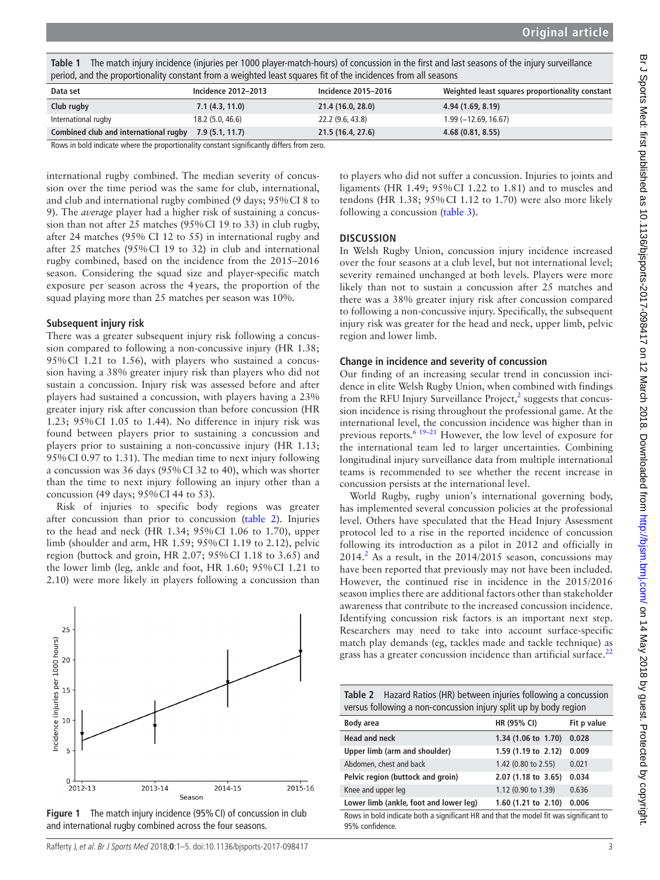**Table 1** The match injury incidence (injuries per 1000 player-match-hours) of concussion in the first and last seasons of the injury surveillance period, and the proportionality constant from a weighted least squares fit of the incidences from all seasons

| Data set | Incidence 2012–2013 | Incidence 2015–2016 | Weighted least squares proportionality constant |
|---|---|---|---|
| **Club rugby** | **7.1 (4.3, 11.0)** | **21.4 (16.0, 28.0)** | **4.94 (1.69, 8.19)** |
| International rugby | 18.2 (5.0, 46.6) | 22.2 (9.6, 43.8) | 1.99 (−12.69, 16.67) |
| **Combined club and international rugby** | **7.9 (5.1, 11.7)** | **21.5 (16.4, 27.6)** | **4.68 (0.81, 8.55)** |

Rows in bold indicate where the proportionality constant significantly differs from zero.

international rugby combined. The median severity of concussion over the time period was the same for club, international, and club and international rugby combined (9 days; 95% CI 8 to 9). The *average* player had a higher risk of sustaining a concussion than not after 25 matches (95% CI 19 to 33) in club rugby, after 24 matches (95% CI 12 to 55) in international rugby and after 25 matches (95% CI 19 to 32) in club and international rugby combined, based on the incidence from the 2015–2016 season. Considering the squad size and player-specific match exposure per season across the 4 years, the proportion of the squad playing more than 25 matches per season was 10%.

### Subsequent injury risk

There was a greater subsequent injury risk following a concussion compared to following a non-concussive injury (HR 1.38; 95% CI 1.21 to 1.56), with players who sustained a concussion having a 38% greater injury risk than players who did not sustain a concussion. Injury risk was assessed before and after players had sustained a concussion, with players having a 23% greater injury risk after concussion than before concussion (HR 1.23; 95% CI 1.05 to 1.44). No difference in injury risk was found between players prior to sustaining a concussion and players prior to sustaining a non-concussive injury (HR 1.13; 95% CI 0.97 to 1.31). The median time to next injury following a concussion was 36 days (95% CI 32 to 40), which was shorter than the time to next injury following an injury other than a concussion (49 days; 95% CI 44 to 53).

Risk of injuries to specific body regions was greater after concussion than prior to concussion (table 2). Injuries to the head and neck (HR 1.34; 95% CI 1.06 to 1.70), upper limb (shoulder and arm, HR 1.59; 95% CI 1.19 to 2.12), pelvic region (buttock and groin, HR 2.07; 95% CI 1.18 to 3.65) and the lower limb (leg, ankle and foot, HR 1.60; 95% CI 1.21 to 2.10) were more likely in players following a concussion than to players who did not suffer a concussion. Injuries to joints and ligaments (HR 1.49; 95% CI 1.22 to 1.81) and to muscles and tendons (HR 1.38; 95% CI 1.12 to 1.70) were also more likely following a concussion (table 3).

Figure 1 The match injury incidence (95% CI) of concussion in club and international rugby combined across the four seasons.

## DISCUSSION

In Welsh Rugby Union, concussion injury incidence increased over the four seasons at a club level, but not international level; severity remained unchanged at both levels. Players were more likely than not to sustain a concussion after 25 matches and there was a 38% greater injury risk after concussion compared to following a non-concussive injury. Specifically, the subsequent injury risk was greater for the head and neck, upper limb, pelvic region and lower limb.

### Change in incidence and severity of concussion

Our finding of an increasing secular trend in concussion incidence in elite Welsh Rugby Union, when combined with findings from the RFU Injury Surveillance Project,[2] suggests that concussion incidence is rising throughout the professional game. At the international level, the concussion incidence was higher than in previous reports.[6 19–21] However, the low level of exposure for the international team led to larger uncertainties. Combining longitudinal injury surveillance data from multiple international teams is recommended to see whether the recent increase in concussion persists at the international level.

World Rugby, rugby union's international governing body, has implemented several concussion policies at the professional level. Others have speculated that the Head Injury Assessment protocol led to a rise in the reported incidence of concussion following its introduction as a pilot in 2012 and officially in 2014.[2] As a result, in the 2014/2015 season, concussions may have been reported that previously may not have been included. However, the continued rise in incidence in the 2015/2016 season implies there are additional factors other than stakeholder awareness that contribute to the increased concussion incidence. Identifying concussion risk factors is an important next step. Researchers may need to take into account surface-specific match play demands (eg, tackles made and tackle technique) as grass has a greater concussion incidence than artificial surface.[22]

**Table 2** Hazard Ratios (HR) between injuries following a concussion versus following a non-concussion injury split up by body region

| Body area | HR (95% CI) | Fit p value |
|---|---|---|
| **Head and neck** | **1.34 (1.06 to 1.70)** | **0.028** |
| **Upper limb (arm and shoulder)** | **1.59 (1.19 to 2.12)** | **0.009** |
| Abdomen, chest and back | 1.42 (0.80 to 2.55) | 0.021 |
| **Pelvic region (buttock and groin)** | **2.07 (1.18 to 3.65)** | **0.034** |
| Knee and upper leg | 1.12 (0.90 to 1.39) | 0.636 |
| **Lower limb (ankle, foot and lower leg)** | **1.60 (1.21 to 2.10)** | **0.006** |

Rows in bold indicate both a significant HR and that the model fit was significant to 95% confidence.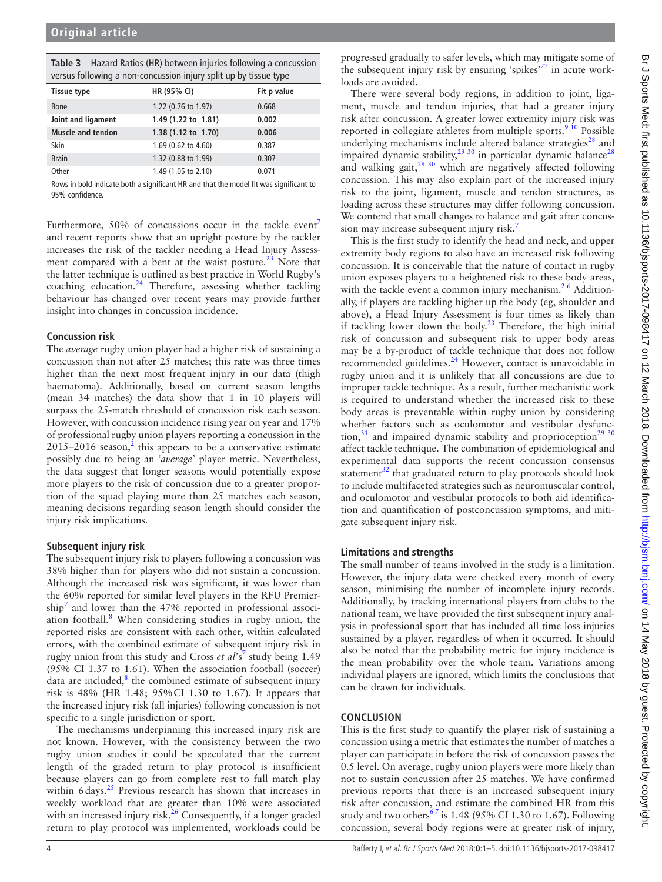**Table 3** Hazard Ratios (HR) between injuries following a concussion versus following a non-concussion injury split up by tissue type

| Tissue type | HR (95% CI) | Fit p value |
|---|---|---|
| Bone | 1.22 (0.76 to 1.97) | 0.668 |
| **Joint and ligament** | **1.49 (1.22 to 1.81)** | **0.002** |
| **Muscle and tendon** | **1.38 (1.12 to 1.70)** | **0.006** |
| Skin | 1.69 (0.62 to 4.60) | 0.387 |
| Brain | 1.32 (0.88 to 1.99) | 0.307 |
| Other | 1.49 (1.05 to 2.10) | 0.071 |

Rows in bold indicate both a significant HR and that the model fit was significant to 95% confidence.

Furthermore, 50% of concussions occur in the tackle event[7] and recent reports show that an upright posture by the tackler increases the risk of the tackler needing a Head Injury Assessment compared with a bent at the waist posture.[23] Note that the latter technique is outlined as best practice in World Rugby's coaching education.[24] Therefore, assessing whether tackling behaviour has changed over recent years may provide further insight into changes in concussion incidence.

### Concussion risk

The *average* rugby union player had a higher risk of sustaining a concussion than not after 25 matches; this rate was three times higher than the next most frequent injury in our data (thigh haematoma). Additionally, based on current season lengths (mean 34 matches) the data show that 1 in 10 players will surpass the 25-match threshold of concussion risk each season. However, with concussion incidence rising year on year and 17% of professional rugby union players reporting a concussion in the 2015–2016 season,[2] this appears to be a conservative estimate possibly due to being an '*average*' player metric. Nevertheless, the data suggest that longer seasons would potentially expose more players to the risk of concussion due to a greater proportion of the squad playing more than 25 matches each season, meaning decisions regarding season length should consider the injury risk implications.

### Subsequent injury risk

The subsequent injury risk to players following a concussion was 38% higher than for players who did not sustain a concussion. Although the increased risk was significant, it was lower than the 60% reported for similar level players in the RFU Premiership[7] and lower than the 47% reported in professional association football.[8] When considering studies in rugby union, the reported risks are consistent with each other, within calculated errors, with the combined estimate of subsequent injury risk in rugby union from this study and Cross *et al*'s[7] study being 1.49 (95% CI 1.37 to 1.61). When the association football (soccer) data are included,[8] the combined estimate of subsequent injury risk is 48% (HR 1.48; 95% CI 1.30 to 1.67). It appears that the increased injury risk (all injuries) following concussion is not specific to a single jurisdiction or sport.

The mechanisms underpinning this increased injury risk are not known. However, with the consistency between the two rugby union studies it could be speculated that the current length of the graded return to play protocol is insufficient because players can go from complete rest to full match play within 6 days.[25] Previous research has shown that increases in weekly workload that are greater than 10% were associated with an increased injury risk.[26] Consequently, if a longer graded return to play protocol was implemented, workloads could be progressed gradually to safer levels, which may mitigate some of the subsequent injury risk by ensuring 'spikes'[27] in acute workloads are avoided.

There were several body regions, in addition to joint, ligament, muscle and tendon injuries, that had a greater injury risk after concussion. A greater lower extremity injury risk was reported in collegiate athletes from multiple sports.[9,10] Possible underlying mechanisms include altered balance strategies[28] and impaired dynamic stability,[29,30] in particular dynamic balance[28] and walking gait,[29,30] which are negatively affected following concussion. This may also explain part of the increased injury risk to the joint, ligament, muscle and tendon structures, as loading across these structures may differ following concussion. We contend that small changes to balance and gait after concussion may increase subsequent injury risk.[7]

This is the first study to identify the head and neck, and upper extremity body regions to also have an increased risk following concussion. It is conceivable that the nature of contact in rugby union exposes players to a heightened risk to these body areas, with the tackle event a common injury mechanism.[2,6] Additionally, if players are tackling higher up the body (eg, shoulder and above), a Head Injury Assessment is four times as likely than if tackling lower down the body.[23] Therefore, the high initial risk of concussion and subsequent risk to upper body areas may be a by-product of tackle technique that does not follow recommended guidelines.[24] However, contact is unavoidable in rugby union and it is unlikely that all concussions are due to improper tackle technique. As a result, further mechanistic work is required to understand whether the increased risk to these body areas is preventable within rugby union by considering whether factors such as oculomotor and vestibular dysfunction,[31] and impaired dynamic stability and proprioception[29,30] affect tackle technique. The combination of epidemiological and experimental data supports the recent concussion consensus statement[32] that graduated return to play protocols should look to include multifaceted strategies such as neuromuscular control, and oculomotor and vestibular protocols to both aid identification and quantification of postconcussion symptoms, and mitigate subsequent injury risk.

### Limitations and strengths

The small number of teams involved in the study is a limitation. However, the injury data were checked every month of every season, minimising the number of incomplete injury records. Additionally, by tracking international players from clubs to the national team, we have provided the first subsequent injury analysis in professional sport that has included all time loss injuries sustained by a player, regardless of when it occurred. It should also be noted that the probability metric for injury incidence is the mean probability over the whole team. Variations among individual players are ignored, which limits the conclusions that can be drawn for individuals.

## CONCLUSION

This is the first study to quantify the player risk of sustaining a concussion using a metric that estimates the number of matches a player can participate in before the risk of concussion passes the 0.5 level. On average, rugby union players were more likely than not to sustain concussion after 25 matches. We have confirmed previous reports that there is an increased subsequent injury risk after concussion, and estimate the combined HR from this study and two others[6,7] is 1.48 (95% CI 1.30 to 1.67). Following concussion, several body regions were at greater risk of injury,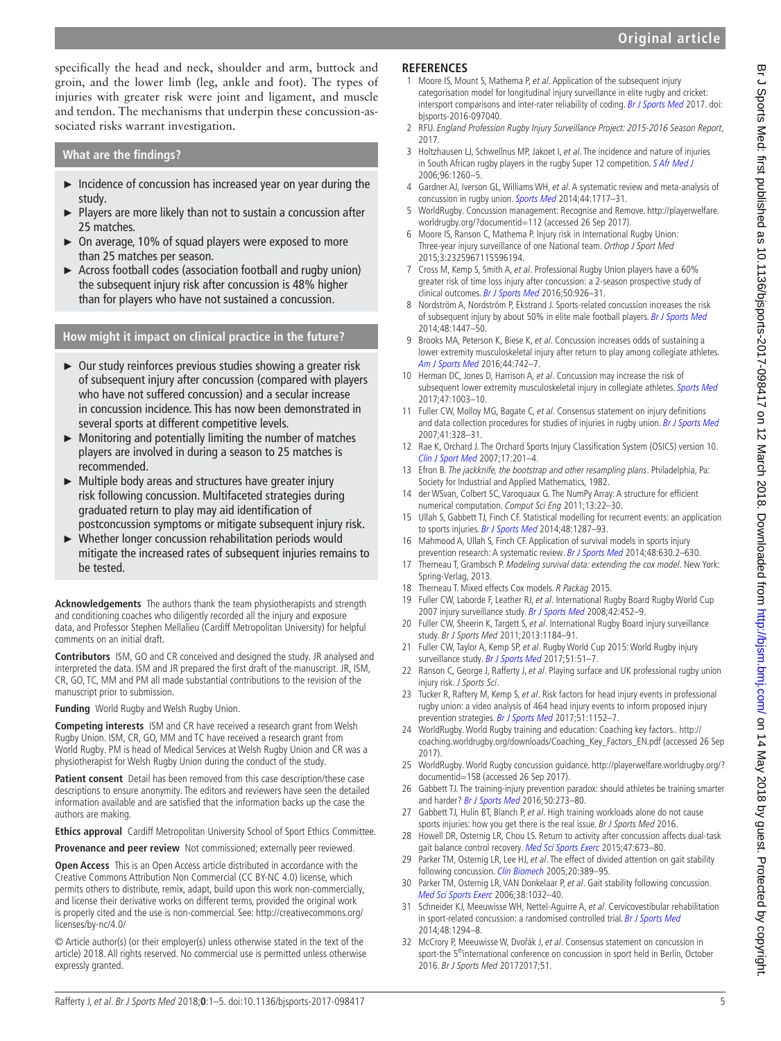specifically the head and neck, shoulder and arm, buttock and groin, and the lower limb (leg, ankle and foot). The types of injuries with greater risk were joint and ligament, and muscle and tendon. The mechanisms that underpin these concussion-associated risks warrant investigation.

### What are the findings?

- ► Incidence of concussion has increased year on year during the study.
- ► Players are more likely than not to sustain a concussion after 25 matches.
- ► On average, 10% of squad players were exposed to more than 25 matches per season.
- ► Across football codes (association football and rugby union) the subsequent injury risk after concussion is 48% higher than for players who have not sustained a concussion.

### How might it impact on clinical practice in the future?

- ► Our study reinforces previous studies showing a greater risk of subsequent injury after concussion (compared with players who have not suffered concussion) and a secular increase in concussion incidence. This has now been demonstrated in several sports at different competitive levels.
- ► Monitoring and potentially limiting the number of matches players are involved in during a season to 25 matches is recommended.
- ► Multiple body areas and structures have greater injury risk following concussion. Multifaceted strategies during graduated return to play may aid identification of postconcussion symptoms or mitigate subsequent injury risk.
- ► Whether longer concussion rehabilitation periods would mitigate the increased rates of subsequent injuries remains to be tested.

**Acknowledgements** The authors thank the team physiotherapists and strength and conditioning coaches who diligently recorded all the injury and exposure data, and Professor Stephen Mellalieu (Cardiff Metropolitan University) for helpful comments on an initial draft.

**Contributors** ISM, GO and CR conceived and designed the study. JR analysed and interpreted the data. ISM and JR prepared the first draft of the manuscript. JR, ISM, CR, GO, TC, MM and PM all made substantial contributions to the revision of the manuscript prior to submission.

**Funding** World Rugby and Welsh Rugby Union.

**Competing interests** ISM and CR have received a research grant from Welsh Rugby Union. ISM, CR, GO, MM and TC have received a research grant from World Rugby. PM is head of Medical Services at Welsh Rugby Union and CR was a physiotherapist for Welsh Rugby Union during the conduct of the study.

**Patient consent** Detail has been removed from this case description/these case descriptions to ensure anonymity. The editors and reviewers have seen the detailed information available and are satisfied that the information backs up the case the authors are making.

**Ethics approval** Cardiff Metropolitan University School of Sport Ethics Committee.

**Provenance and peer review** Not commissioned; externally peer reviewed.

**Open Access** This is an Open Access article distributed in accordance with the Creative Commons Attribution Non Commercial (CC BY-NC 4.0) license, which permits others to distribute, remix, adapt, build upon this work non-commercially, and license their derivative works on different terms, provided the original work is properly cited and the use is non-commercial. See: http://creativecommons.org/licenses/by-nc/4.0/

© Article author(s) (or their employer(s) unless otherwise stated in the text of the article) 2018. All rights reserved. No commercial use is permitted unless otherwise expressly granted.

## REFERENCES

1. Moore IS, Mount S, Mathema P, *et al*. Application of the subsequent injury categorisation model for longitudinal injury surveillance in elite rugby and cricket: intersport comparisons and inter-rater reliability of coding. *Br J Sports Med* 2017. doi: bjsports-2016-097040.
2. RFU. *England Profession Rugby Injury Surveillance Project: 2015-2016 Season Report*, 2017.
3. Holtzhausen LJ, Schwellnus MP, Jakoet I, *et al*. The incidence and nature of injuries in South African rugby players in the rugby Super 12 competition. *S Afr Med J* 2006;96:1260–5.
4. Gardner AJ, Iverson GL, Williams WH, *et al*. A systematic review and meta-analysis of concussion in rugby union. *Sports Med* 2014;44:1717–31.
5. WorldRugby. Concussion management: Recognise and Remove. http://playerwelfare.worldrugby.org/?documentid=112 (accessed 26 Sep 2017).
6. Moore IS, Ranson C, Mathema P. Injury risk in International Rugby Union: Three-year injury surveillance of one National team. *Orthop J Sport Med* 2015;3:2325967115596194.
7. Cross M, Kemp S, Smith A, *et al*. Professional Rugby Union players have a 60% greater risk of time loss injury after concussion: a 2-season prospective study of clinical outcomes. *Br J Sports Med* 2016;50:926–31.
8. Nordström A, Nordström P, Ekstrand J. Sports-related concussion increases the risk of subsequent injury by about 50% in elite male football players. *Br J Sports Med* 2014;48:1447–50.
9. Brooks MA, Peterson K, Biese K, *et al*. Concussion increases odds of sustaining a lower extremity musculoskeletal injury after return to play among collegiate athletes. *Am J Sports Med* 2016;44:742–7.
10. Herman DC, Jones D, Harrison A, *et al*. Concussion may increase the risk of subsequent lower extremity musculoskeletal injury in collegiate athletes. *Sports Med* 2017;47:1003–10.
11. Fuller CW, Molloy MG, Bagate C, *et al*. Consensus statement on injury definitions and data collection procedures for studies of injuries in rugby union. *Br J Sports Med* 2007;41:328–31.
12. Rae K, Orchard J. The Orchard Sports Injury Classification System (OSICS) version 10. *Clin J Sport Med* 2007;17:201–4.
13. Efron B. *The jackknife, the bootstrap and other resampling plans*. Philadelphia, Pa: Society for Industrial and Applied Mathematics, 1982.
14. der WSvan, Colbert SC, Varoquaux G. The NumPy Array: A structure for efficient numerical computation. *Comput Sci Eng* 2011;13:22–30.
15. Ullah S, Gabbett TJ, Finch CF. Statistical modelling for recurrent events: an application to sports injuries. *Br J Sports Med* 2014;48:1287–93.
16. Mahmood A, Ullah S, Finch CF. Application of survival models in sports injury prevention research: A systematic review. *Br J Sports Med* 2014;48:630.2–630.
17. Therneau T, Grambsch P. *Modeling survival data: extending the cox model*. New York: Spring-Verlag, 2013.
18. Therneau T. Mixed effects Cox models. *R Packag* 2015.
19. Fuller CW, Laborde F, Leather RJ, *et al*. International Rugby Board Rugby World Cup 2007 injury surveillance study. *Br J Sports Med* 2008;42:452–9.
20. Fuller CW, Sheerin K, Targett S, *et al*. International Rugby Board injury surveillance study. *Br J Sports Med* 2011;2013:1184–91.
21. Fuller CW, Taylor A, Kemp SP, *et al*. Rugby World Cup 2015: World Rugby injury surveillance study. *Br J Sports Med* 2017;51:51–7.
22. Ranson C, George J, Rafferty J, *et al*. Playing surface and UK professional rugby union injury risk. *J Sports Sci*.
23. Tucker R, Raftery M, Kemp S, *et al*. Risk factors for head injury events in professional rugby union: a video analysis of 464 head injury events to inform proposed injury prevention strategies. *Br J Sports Med* 2017;51:1152–7.
24. WorldRugby. World Rugby training and education: Coaching key factors.. http://coaching.worldrugby.org/downloads/Coaching_Key_Factors_EN.pdf (accessed 26 Sep 2017).
25. WorldRugby. World Rugby concussion guidance. http://playerwelfare.worldrugby.org/?documentid=158 (accessed 26 Sep 2017).
26. Gabbett TJ. The training-injury prevention paradox: should athletes be training smarter and harder? *Br J Sports Med* 2016;50:273–80.
27. Gabbett TJ, Hulin BT, Blanch P, *et al*. High training workloads alone do not cause sports injuries: how you get there is the real issue. *Br J Sports Med* 2016.
28. Howell DR, Osternig LR, Chou LS. Return to activity after concussion affects dual-task gait balance control recovery. *Med Sci Sports Exerc* 2015;47:673–80.
29. Parker TM, Osternig LR, Lee HJ, *et al*. The effect of divided attention on gait stability following concussion. *Clin Biomech* 2005;20:389–95.
30. Parker TM, Osternig LR, VAN Donkelaar P, *et al*. Gait stability following concussion. *Med Sci Sports Exerc* 2006;38:1032–40.
31. Schneider KJ, Meeuwisse WH, Nettel-Aguirre A, *et al*. Cervicovestibular rehabilitation in sport-related concussion: a randomised controlled trial. *Br J Sports Med* 2014;48:1294–8.
32. McCrory P, Meeuwisse W, Dvořák J, *et al*. Consensus statement on concussion in sport-the 5th international conference on concussion in sport held in Berlin, October 2016. *Br J Sports Med* 20172017;51.